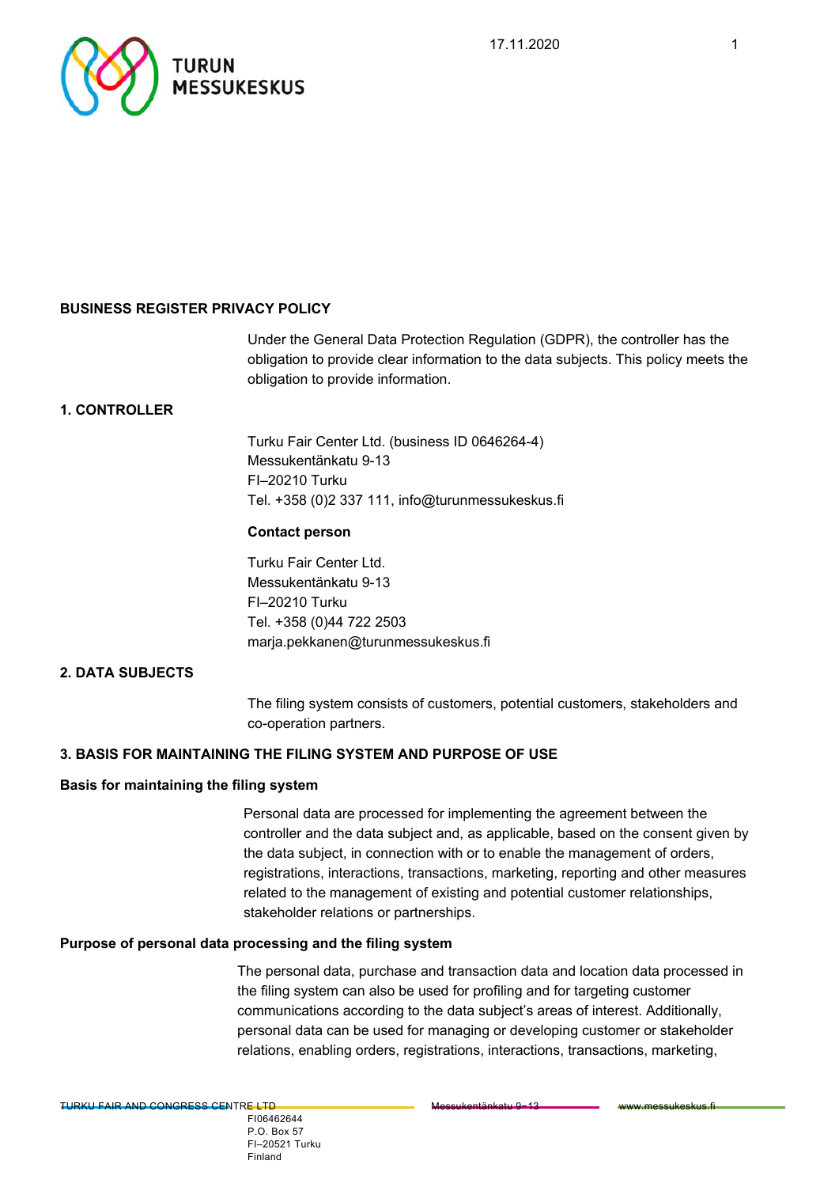# BUSINESS REGISTER PRIVACY POLICY

Under the General Data Protection Regulation (GDPR), the controller has the obligation to provide clear information to the data subjects. This policy meets the obligation to provide information.

## 1. CONTROLLER

Turku Fair Center Ltd. (business ID 0646264-4)
Messukentänkatu 9-13
FI–20210 Turku
Tel. +358 (0)2 337 111, info@turunmessukeskus.fi

**Contact person**

Turku Fair Center Ltd.
Messukentänkatu 9-13
FI–20210 Turku
Tel. +358 (0)44 722 2503
marja.pekkanen@turunmessukeskus.fi

## 2. DATA SUBJECTS

The filing system consists of customers, potential customers, stakeholders and co-operation partners.

## 3. BASIS FOR MAINTAINING THE FILING SYSTEM AND PURPOSE OF USE

### Basis for maintaining the filing system

Personal data are processed for implementing the agreement between the controller and the data subject and, as applicable, based on the consent given by the data subject, in connection with or to enable the management of orders, registrations, interactions, transactions, marketing, reporting and other measures related to the management of existing and potential customer relationships, stakeholder relations or partnerships.

### Purpose of personal data processing and the filing system

The personal data, purchase and transaction data and location data processed in the filing system can also be used for profiling and for targeting customer communications according to the data subject's areas of interest. Additionally, personal data can be used for managing or developing customer or stakeholder relations, enabling orders, registrations, interactions, transactions, marketing,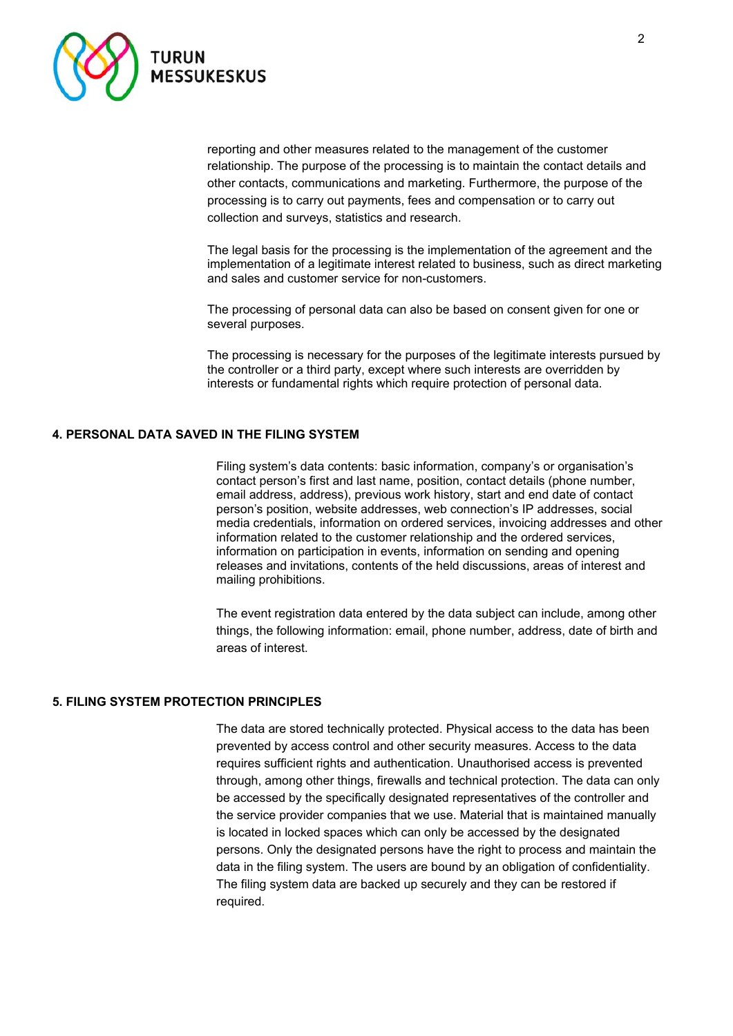reporting and other measures related to the management of the customer relationship. The purpose of the processing is to maintain the contact details and other contacts, communications and marketing. Furthermore, the purpose of the processing is to carry out payments, fees and compensation or to carry out collection and surveys, statistics and research.

The legal basis for the processing is the implementation of the agreement and the implementation of a legitimate interest related to business, such as direct marketing and sales and customer service for non-customers.

The processing of personal data can also be based on consent given for one or several purposes.

The processing is necessary for the purposes of the legitimate interests pursued by the controller or a third party, except where such interests are overridden by interests or fundamental rights which require protection of personal data.

## 4. PERSONAL DATA SAVED IN THE FILING SYSTEM

Filing system's data contents: basic information, company's or organisation's contact person's first and last name, position, contact details (phone number, email address, address), previous work history, start and end date of contact person's position, website addresses, web connection's IP addresses, social media credentials, information on ordered services, invoicing addresses and other information related to the customer relationship and the ordered services, information on participation in events, information on sending and opening releases and invitations, contents of the held discussions, areas of interest and mailing prohibitions.

The event registration data entered by the data subject can include, among other things, the following information: email, phone number, address, date of birth and areas of interest.

## 5. FILING SYSTEM PROTECTION PRINCIPLES

The data are stored technically protected. Physical access to the data has been prevented by access control and other security measures. Access to the data requires sufficient rights and authentication. Unauthorised access is prevented through, among other things, firewalls and technical protection. The data can only be accessed by the specifically designated representatives of the controller and the service provider companies that we use. Material that is maintained manually is located in locked spaces which can only be accessed by the designated persons. Only the designated persons have the right to process and maintain the data in the filing system. The users are bound by an obligation of confidentiality. The filing system data are backed up securely and they can be restored if required.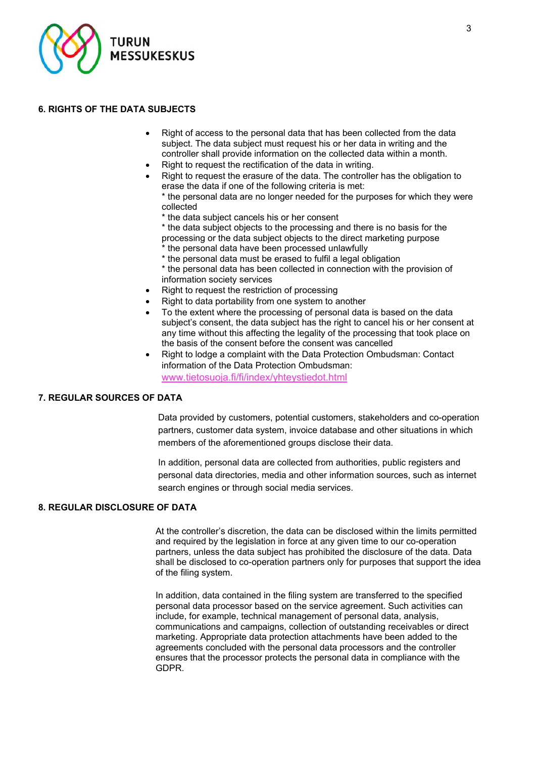## 6. RIGHTS OF THE DATA SUBJECTS

- Right of access to the personal data that has been collected from the data subject. The data subject must request his or her data in writing and the controller shall provide information on the collected data within a month.
- Right to request the rectification of the data in writing.
- Right to request the erasure of the data. The controller has the obligation to erase the data if one of the following criteria is met:
  * the personal data are no longer needed for the purposes for which they were collected
  * the data subject cancels his or her consent
  * the data subject objects to the processing and there is no basis for the processing or the data subject objects to the direct marketing purpose
  * the personal data have been processed unlawfully
  * the personal data must be erased to fulfil a legal obligation
  * the personal data has been collected in connection with the provision of information society services
- Right to request the restriction of processing
- Right to data portability from one system to another
- To the extent where the processing of personal data is based on the data subject's consent, the data subject has the right to cancel his or her consent at any time without this affecting the legality of the processing that took place on the basis of the consent before the consent was cancelled
- Right to lodge a complaint with the Data Protection Ombudsman: Contact information of the Data Protection Ombudsman: www.tietosuoja.fi/fi/index/yhteystiedot.html

## 7. REGULAR SOURCES OF DATA

Data provided by customers, potential customers, stakeholders and co-operation partners, customer data system, invoice database and other situations in which members of the aforementioned groups disclose their data.

In addition, personal data are collected from authorities, public registers and personal data directories, media and other information sources, such as internet search engines or through social media services.

## 8. REGULAR DISCLOSURE OF DATA

At the controller's discretion, the data can be disclosed within the limits permitted and required by the legislation in force at any given time to our co-operation partners, unless the data subject has prohibited the disclosure of the data. Data shall be disclosed to co-operation partners only for purposes that support the idea of the filing system.

In addition, data contained in the filing system are transferred to the specified personal data processor based on the service agreement. Such activities can include, for example, technical management of personal data, analysis, communications and campaigns, collection of outstanding receivables or direct marketing. Appropriate data protection attachments have been added to the agreements concluded with the personal data processors and the controller ensures that the processor protects the personal data in compliance with the GDPR.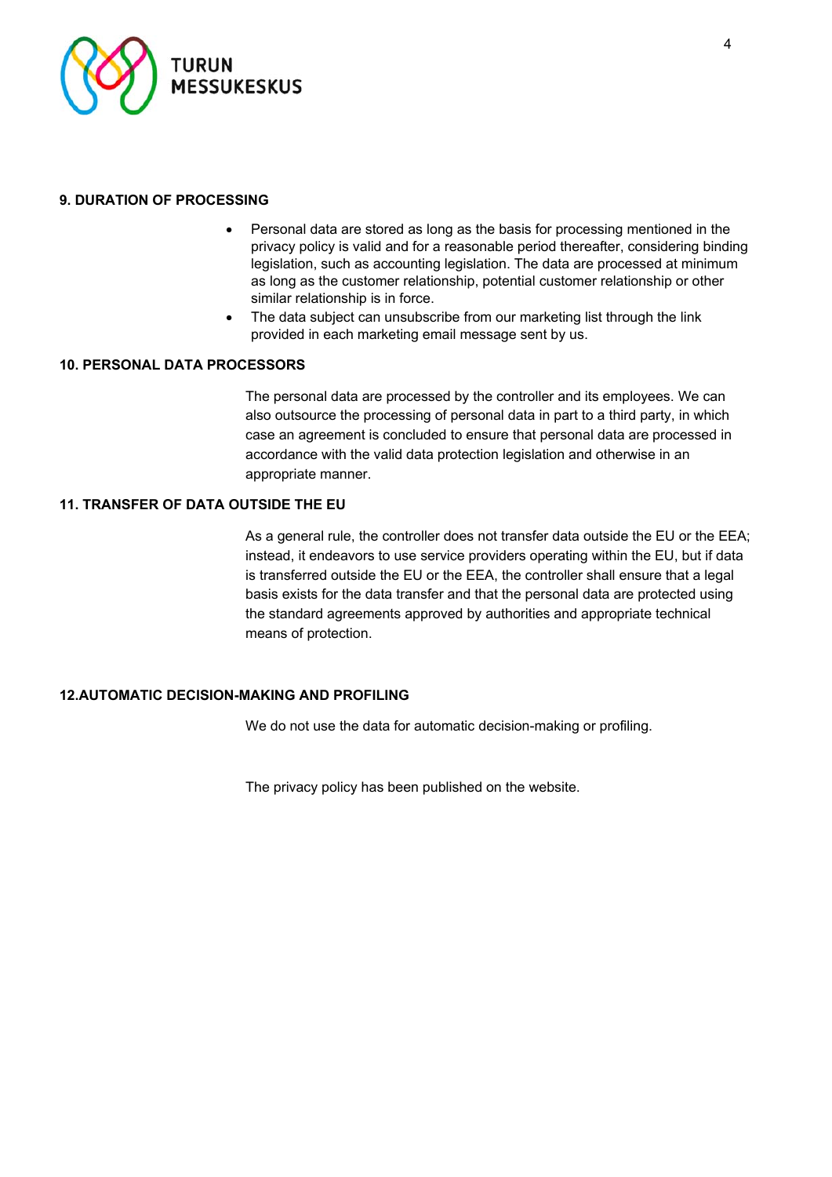## 9. DURATION OF PROCESSING

- Personal data are stored as long as the basis for processing mentioned in the privacy policy is valid and for a reasonable period thereafter, considering binding legislation, such as accounting legislation. The data are processed at minimum as long as the customer relationship, potential customer relationship or other similar relationship is in force.
- The data subject can unsubscribe from our marketing list through the link provided in each marketing email message sent by us.

## 10. PERSONAL DATA PROCESSORS

The personal data are processed by the controller and its employees. We can also outsource the processing of personal data in part to a third party, in which case an agreement is concluded to ensure that personal data are processed in accordance with the valid data protection legislation and otherwise in an appropriate manner.

## 11. TRANSFER OF DATA OUTSIDE THE EU

As a general rule, the controller does not transfer data outside the EU or the EEA; instead, it endeavors to use service providers operating within the EU, but if data is transferred outside the EU or the EEA, the controller shall ensure that a legal basis exists for the data transfer and that the personal data are protected using the standard agreements approved by authorities and appropriate technical means of protection.

## 12.AUTOMATIC DECISION-MAKING AND PROFILING

We do not use the data for automatic decision-making or profiling.

The privacy policy has been published on the website.